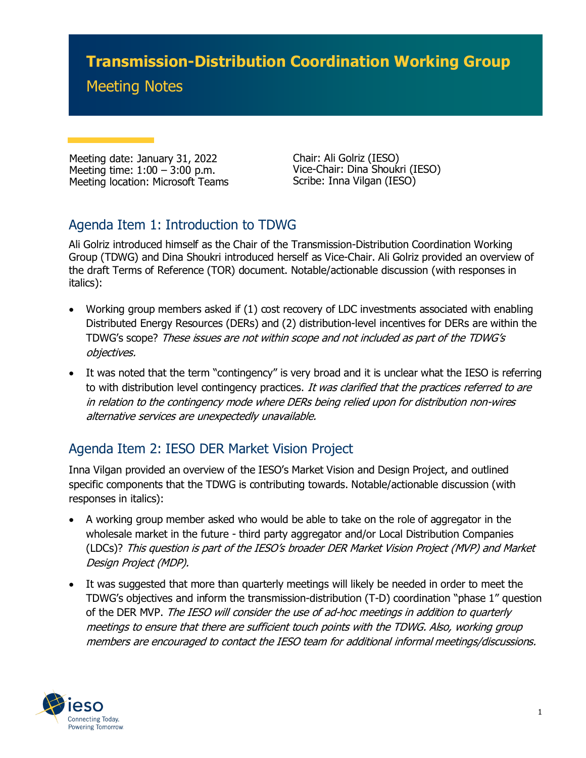# Transmission-Distribution Coordination Working Group

## Meeting Notes

Meeting date: January 31, 2022
Meeting time: 1:00 – 3:00 p.m.
Meeting location: Microsoft Teams

Chair: Ali Golriz (IESO)
Vice-Chair: Dina Shoukri (IESO)
Scribe: Inna Vilgan (IESO)

## Agenda Item 1: Introduction to TDWG

Ali Golriz introduced himself as the Chair of the Transmission-Distribution Coordination Working Group (TDWG) and Dina Shoukri introduced herself as Vice-Chair. Ali Golriz provided an overview of the draft Terms of Reference (TOR) document. Notable/actionable discussion (with responses in italics):

- Working group members asked if (1) cost recovery of LDC investments associated with enabling Distributed Energy Resources (DERs) and (2) distribution-level incentives for DERs are within the TDWG's scope? *These issues are not within scope and not included as part of the TDWG's objectives.*
- It was noted that the term "contingency" is very broad and it is unclear what the IESO is referring to with distribution level contingency practices. *It was clarified that the practices referred to are in relation to the contingency mode where DERs being relied upon for distribution non-wires alternative services are unexpectedly unavailable.*

## Agenda Item 2: IESO DER Market Vision Project

Inna Vilgan provided an overview of the IESO's Market Vision and Design Project, and outlined specific components that the TDWG is contributing towards. Notable/actionable discussion (with responses in italics):

- A working group member asked who would be able to take on the role of aggregator in the wholesale market in the future - third party aggregator and/or Local Distribution Companies (LDCs)? *This question is part of the IESO's broader DER Market Vision Project (MVP) and Market Design Project (MDP).*
- It was suggested that more than quarterly meetings will likely be needed in order to meet the TDWG's objectives and inform the transmission-distribution (T-D) coordination "phase 1" question of the DER MVP. *The IESO will consider the use of ad-hoc meetings in addition to quarterly meetings to ensure that there are sufficient touch points with the TDWG. Also, working group members are encouraged to contact the IESO team for additional informal meetings/discussions.*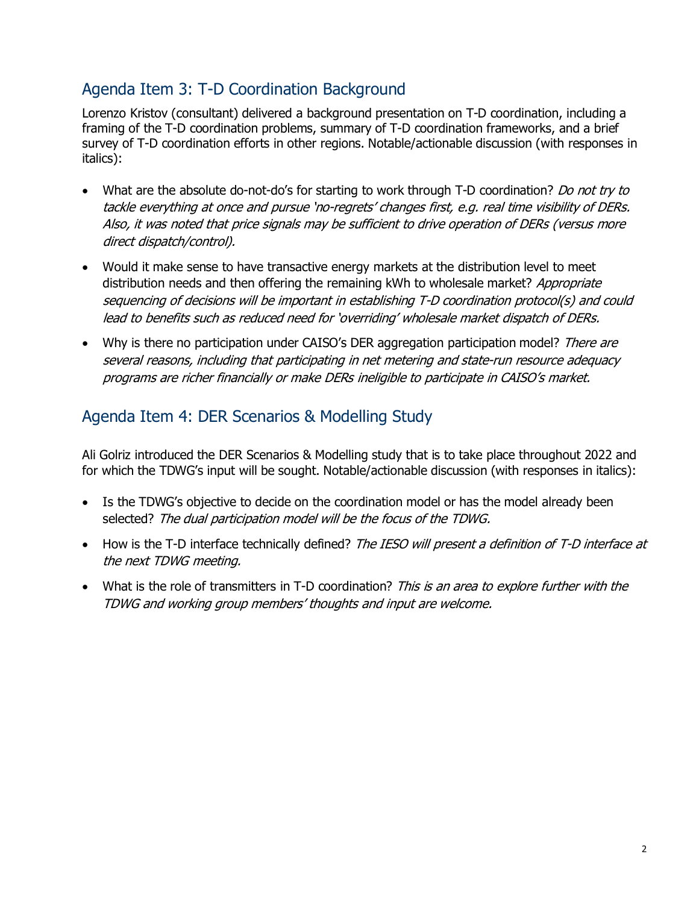## Agenda Item 3: T-D Coordination Background

Lorenzo Kristov (consultant) delivered a background presentation on T-D coordination, including a framing of the T-D coordination problems, summary of T-D coordination frameworks, and a brief survey of T-D coordination efforts in other regions. Notable/actionable discussion (with responses in italics):

- What are the absolute do-not-do's for starting to work through T-D coordination? *Do not try to tackle everything at once and pursue 'no-regrets' changes first, e.g. real time visibility of DERs. Also, it was noted that price signals may be sufficient to drive operation of DERs (versus more direct dispatch/control).*
- Would it make sense to have transactive energy markets at the distribution level to meet distribution needs and then offering the remaining kWh to wholesale market? *Appropriate sequencing of decisions will be important in establishing T-D coordination protocol(s) and could lead to benefits such as reduced need for 'overriding' wholesale market dispatch of DERs.*
- Why is there no participation under CAISO's DER aggregation participation model? *There are several reasons, including that participating in net metering and state-run resource adequacy programs are richer financially or make DERs ineligible to participate in CAISO's market.*

## Agenda Item 4: DER Scenarios & Modelling Study

Ali Golriz introduced the DER Scenarios & Modelling study that is to take place throughout 2022 and for which the TDWG's input will be sought. Notable/actionable discussion (with responses in italics):

- Is the TDWG's objective to decide on the coordination model or has the model already been selected? *The dual participation model will be the focus of the TDWG.*
- How is the T-D interface technically defined? *The IESO will present a definition of T-D interface at the next TDWG meeting.*
- What is the role of transmitters in T-D coordination? *This is an area to explore further with the TDWG and working group members' thoughts and input are welcome.*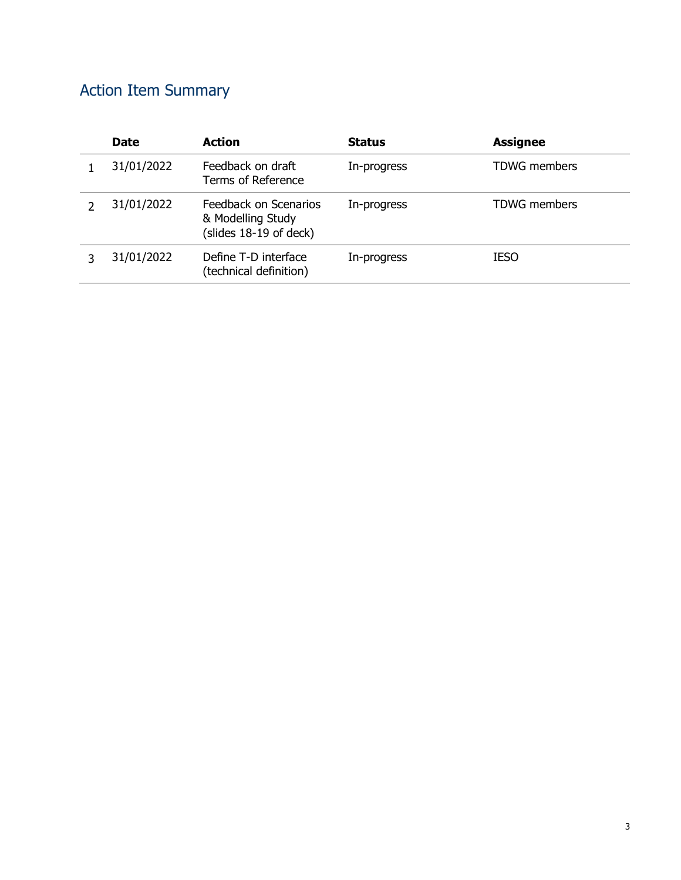## Action Item Summary

| | Date | Action | Status | Assignee |
|---|---|---|---|---|
| 1 | 31/01/2022 | Feedback on draft Terms of Reference | In-progress | TDWG members |
| 2 | 31/01/2022 | Feedback on Scenarios & Modelling Study (slides 18-19 of deck) | In-progress | TDWG members |
| 3 | 31/01/2022 | Define T-D interface (technical definition) | In-progress | IESO |